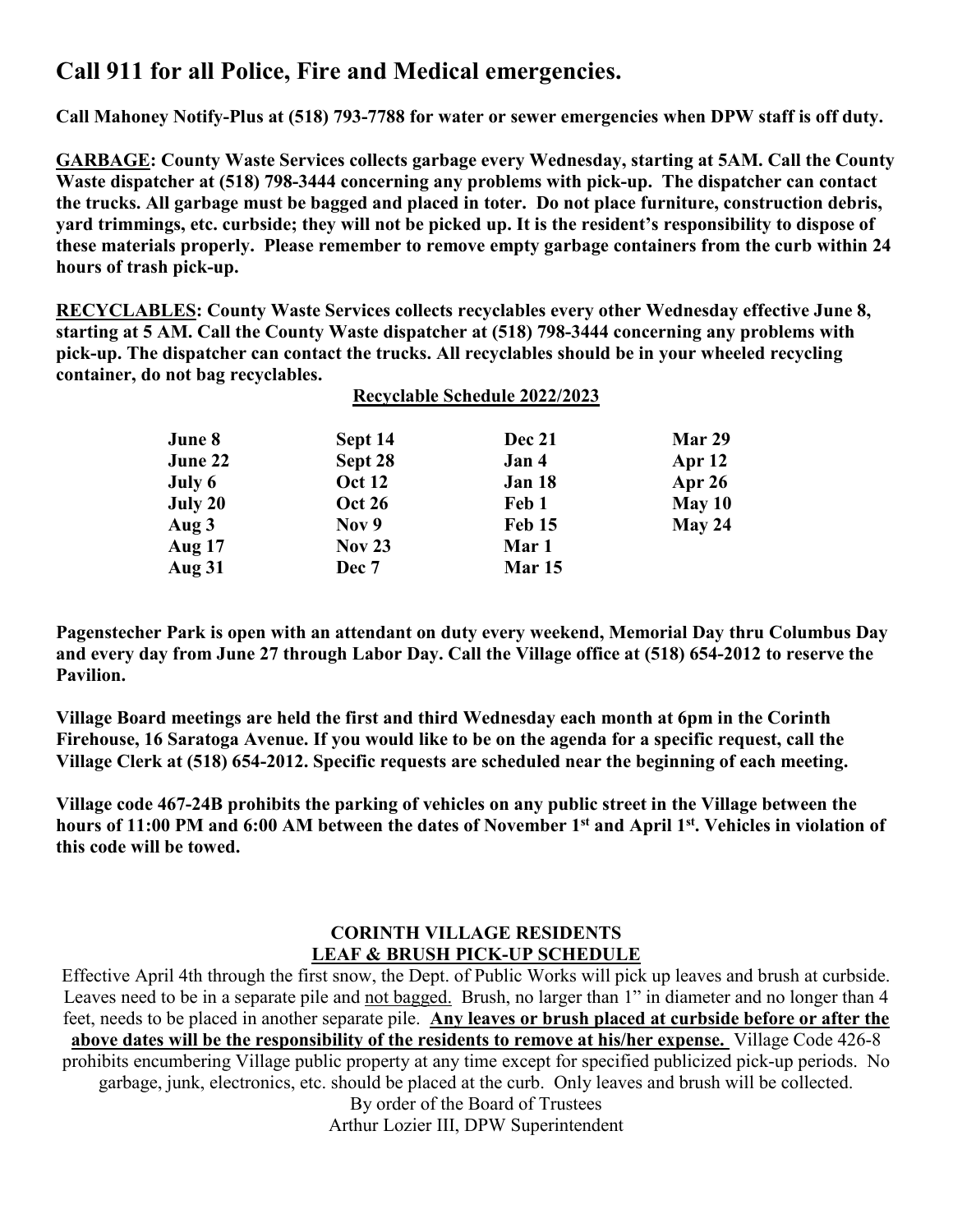# Call 911 for all Police, Fire and Medical emergencies.

**Call Mahoney Notify-Plus at (518) 793-7788 for water or sewer emergencies when DPW staff is off duty.**

**GARBAGE: County Waste Services collects garbage every Wednesday, starting at 5AM. Call the County Waste dispatcher at (518) 798-3444 concerning any problems with pick-up. The dispatcher can contact the trucks. All garbage must be bagged and placed in toter. Do not place furniture, construction debris, yard trimmings, etc. curbside; they will not be picked up. It is the resident's responsibility to dispose of these materials properly. Please remember to remove empty garbage containers from the curb within 24 hours of trash pick-up.**

**RECYCLABLES: County Waste Services collects recyclables every other Wednesday effective June 8, starting at 5 AM. Call the County Waste dispatcher at (518) 798-3444 concerning any problems with pick-up. The dispatcher can contact the trucks. All recyclables should be in your wheeled recycling container, do not bag recyclables.**

**Recyclable Schedule 2022/2023**

| | | | |
|---|---|---|---|
| June 8 | Sept 14 | Dec 21 | Mar 29 |
| June 22 | Sept 28 | Jan 4 | Apr 12 |
| July 6 | Oct 12 | Jan 18 | Apr 26 |
| July 20 | Oct 26 | Feb 1 | May 10 |
| Aug 3 | Nov 9 | Feb 15 | May 24 |
| Aug 17 | Nov 23 | Mar 1 | |
| Aug 31 | Dec 7 | Mar 15 | |

**Pagenstecher Park is open with an attendant on duty every weekend, Memorial Day thru Columbus Day and every day from June 27 through Labor Day. Call the Village office at (518) 654-2012 to reserve the Pavilion.**

**Village Board meetings are held the first and third Wednesday each month at 6pm in the Corinth Firehouse, 16 Saratoga Avenue. If you would like to be on the agenda for a specific request, call the Village Clerk at (518) 654-2012. Specific requests are scheduled near the beginning of each meeting.**

**Village code 467-24B prohibits the parking of vehicles on any public street in the Village between the hours of 11:00 PM and 6:00 AM between the dates of November 1st and April 1st. Vehicles in violation of this code will be towed.**

## CORINTH VILLAGE RESIDENTS
## LEAF & BRUSH PICK-UP SCHEDULE

Effective April 4th through the first snow, the Dept. of Public Works will pick up leaves and brush at curbside. Leaves need to be in a separate pile and not bagged. Brush, no larger than 1" in diameter and no longer than 4 feet, needs to be placed in another separate pile. **Any leaves or brush placed at curbside before or after the above dates will be the responsibility of the residents to remove at his/her expense.** Village Code 426-8 prohibits encumbering Village public property at any time except for specified publicized pick-up periods. No garbage, junk, electronics, etc. should be placed at the curb. Only leaves and brush will be collected.

By order of the Board of Trustees
Arthur Lozier III, DPW Superintendent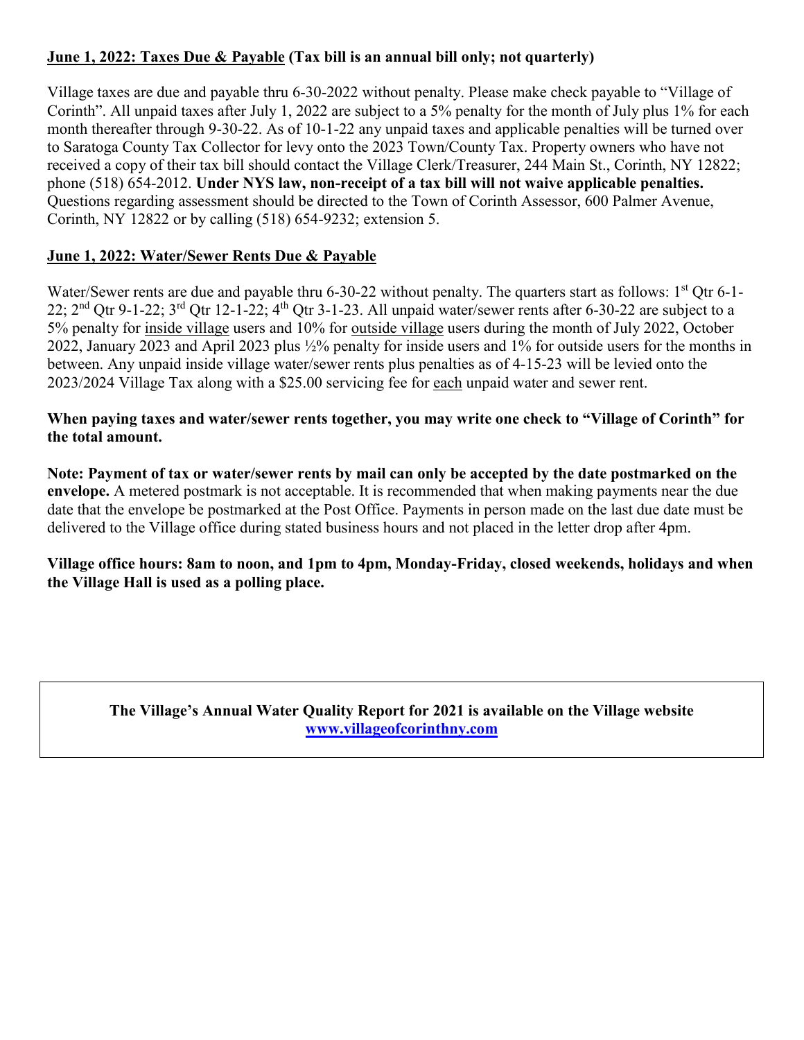**<u>June 1, 2022: Taxes Due & Payable</u> (Tax bill is an annual bill only; not quarterly)**

Village taxes are due and payable thru 6-30-2022 without penalty. Please make check payable to "Village of Corinth". All unpaid taxes after July 1, 2022 are subject to a 5% penalty for the month of July plus 1% for each month thereafter through 9-30-22. As of 10-1-22 any unpaid taxes and applicable penalties will be turned over to Saratoga County Tax Collector for levy onto the 2023 Town/County Tax. Property owners who have not received a copy of their tax bill should contact the Village Clerk/Treasurer, 244 Main St., Corinth, NY 12822; phone (518) 654-2012. **Under NYS law, non-receipt of a tax bill will not waive applicable penalties.** Questions regarding assessment should be directed to the Town of Corinth Assessor, 600 Palmer Avenue, Corinth, NY 12822 or by calling (518) 654-9232; extension 5.

**<u>June 1, 2022: Water/Sewer Rents Due & Payable</u>**

Water/Sewer rents are due and payable thru 6-30-22 without penalty. The quarters start as follows: 1st Qtr 6-1-22; 2nd Qtr 9-1-22; 3rd Qtr 12-1-22; 4th Qtr 3-1-23. All unpaid water/sewer rents after 6-30-22 are subject to a 5% penalty for <u>inside village</u> users and 10% for <u>outside village</u> users during the month of July 2022, October 2022, January 2023 and April 2023 plus ½% penalty for inside users and 1% for outside users for the months in between. Any unpaid inside village water/sewer rents plus penalties as of 4-15-23 will be levied onto the 2023/2024 Village Tax along with a $25.00 servicing fee for <u>each</u> unpaid water and sewer rent.

**When paying taxes and water/sewer rents together, you may write one check to "Village of Corinth" for the total amount.**

**Note: Payment of tax or water/sewer rents by mail can only be accepted by the date postmarked on the envelope.** A metered postmark is not acceptable. It is recommended that when making payments near the due date that the envelope be postmarked at the Post Office. Payments in person made on the last due date must be delivered to the Village office during stated business hours and not placed in the letter drop after 4pm.

**Village office hours: 8am to noon, and 1pm to 4pm, Monday-Friday, closed weekends, holidays and when the Village Hall is used as a polling place.**

**The Village's Annual Water Quality Report for 2021 is available on the Village website [www.villageofcorinthny.com](http://www.villageofcorinthny.com)**